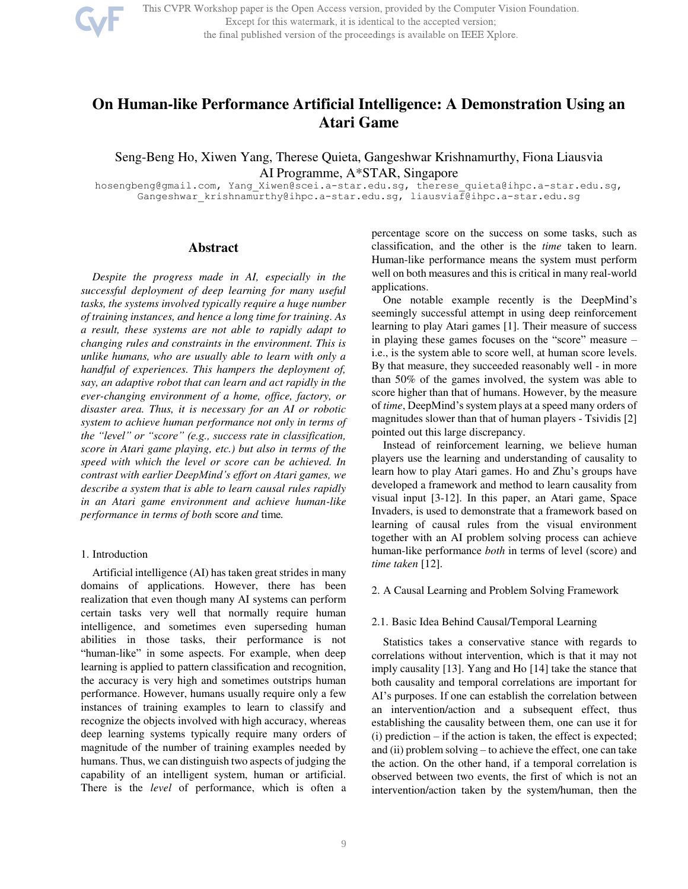# On Human-like Performance Artificial Intelligence: A Demonstration Using an Atari Game

Seng-Beng Ho, Xiwen Yang, Therese Quieta, Gangeshwar Krishnamurthy, Fiona Liausvia
AI Programme, A*STAR, Singapore

hosengbeng@gmail.com, Yang_Xiwen@scei.a-star.edu.sg, therese_quieta@ihpc.a-star.edu.sg, Gangeshwar_krishnamurthy@ihpc.a-star.edu.sg, liausviaf@ihpc.a-star.edu.sg

## Abstract

*Despite the progress made in AI, especially in the successful deployment of deep learning for many useful tasks, the systems involved typically require a huge number of training instances, and hence a long time for training. As a result, these systems are not able to rapidly adapt to changing rules and constraints in the environment. This is unlike humans, who are usually able to learn with only a handful of experiences. This hampers the deployment of, say, an adaptive robot that can learn and act rapidly in the ever-changing environment of a home, office, factory, or disaster area. Thus, it is necessary for an AI or robotic system to achieve human performance not only in terms of the "level" or "score" (e.g., success rate in classification, score in Atari game playing, etc.) but also in terms of the speed with which the level or score can be achieved. In contrast with earlier DeepMind's effort on Atari games, we describe a system that is able to learn causal rules rapidly in an Atari game environment and achieve human-like performance in terms of both* score *and* time.

## 1. Introduction

Artificial intelligence (AI) has taken great strides in many domains of applications. However, there has been realization that even though many AI systems can perform certain tasks very well that normally require human intelligence, and sometimes even superseding human abilities in those tasks, their performance is not "human-like" in some aspects. For example, when deep learning is applied to pattern classification and recognition, the accuracy is very high and sometimes outstrips human performance. However, humans usually require only a few instances of training examples to learn to classify and recognize the objects involved with high accuracy, whereas deep learning systems typically require many orders of magnitude of the number of training examples needed by humans. Thus, we can distinguish two aspects of judging the capability of an intelligent system, human or artificial. There is the *level* of performance, which is often a percentage score on the success on some tasks, such as classification, and the other is the *time* taken to learn. Human-like performance means the system must perform well on both measures and this is critical in many real-world applications.

One notable example recently is the DeepMind's seemingly successful attempt in using deep reinforcement learning to play Atari games [1]. Their measure of success in playing these games focuses on the "score" measure – i.e., is the system able to score well, at human score levels. By that measure, they succeeded reasonably well - in more than 50% of the games involved, the system was able to score higher than that of humans. However, by the measure of *time*, DeepMind's system plays at a speed many orders of magnitudes slower than that of human players - Tsividis [2] pointed out this large discrepancy.

Instead of reinforcement learning, we believe human players use the learning and understanding of causality to learn how to play Atari games. Ho and Zhu's groups have developed a framework and method to learn causality from visual input [3-12]. In this paper, an Atari game, Space Invaders, is used to demonstrate that a framework based on learning of causal rules from the visual environment together with an AI problem solving process can achieve human-like performance *both* in terms of level (score) and *time taken* [12].

## 2. A Causal Learning and Problem Solving Framework

### 2.1. Basic Idea Behind Causal/Temporal Learning

Statistics takes a conservative stance with regards to correlations without intervention, which is that it may not imply causality [13]. Yang and Ho [14] take the stance that both causality and temporal correlations are important for AI's purposes. If one can establish the correlation between an intervention/action and a subsequent effect, thus establishing the causality between them, one can use it for (i) prediction – if the action is taken, the effect is expected; and (ii) problem solving – to achieve the effect, one can take the action. On the other hand, if a temporal correlation is observed between two events, the first of which is not an intervention/action taken by the system/human, then the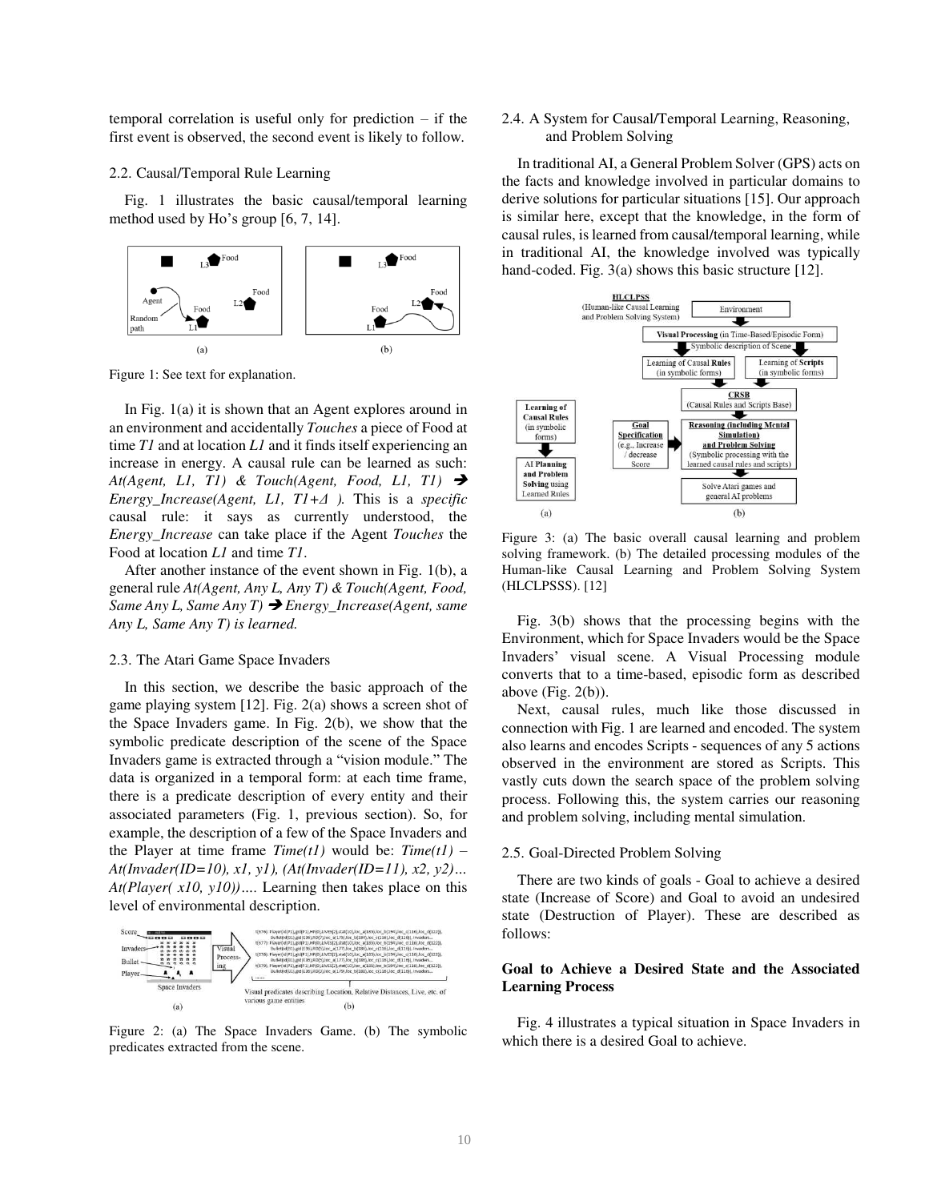temporal correlation is useful only for prediction – if the first event is observed, the second event is likely to follow.

### 2.2. Causal/Temporal Rule Learning

Fig. 1 illustrates the basic causal/temporal learning method used by Ho's group [6, 7, 14].

Figure 1: See text for explanation.

In Fig. 1(a) it is shown that an Agent explores around in an environment and accidentally *Touches* a piece of Food at time *T1* and at location *L1* and it finds itself experiencing an increase in energy. A causal rule can be learned as such: *At(Agent, L1, T1) & Touch(Agent, Food, L1, T1)* ➔ *Energy_Increase(Agent, L1, T1+Δ ).* This is a *specific* causal rule: it says as currently understood, the *Energy_Increase* can take place if the Agent *Touches* the Food at location *L1* and time *T1*.

After another instance of the event shown in Fig. 1(b), a general rule *At(Agent, Any L, Any T) & Touch(Agent, Food, Same Any L, Same Any T)* ➔ *Energy_Increase(Agent, same Any L, Same Any T) is learned.*

### 2.3. The Atari Game Space Invaders

In this section, we describe the basic approach of the game playing system [12]. Fig. 2(a) shows a screen shot of the Space Invaders game. In Fig. 2(b), we show that the symbolic predicate description of the scene of the Space Invaders game is extracted through a "vision module." The data is organized in a temporal form: at each time frame, there is a predicate description of every entity and their associated parameters (Fig. 1, previous section). So, for example, the description of a few of the Space Invaders and the Player at time frame *Time(t1)* would be: *Time(t1) – At(Invader(ID=10), x1, y1), (At(Invader(ID=11), x2, y2)… At(Player( x10, y10))….* Learning then takes place on this level of environmental description.

Figure 2: (a) The Space Invaders Game. (b) The symbolic predicates extracted from the scene.

### 2.4. A System for Causal/Temporal Learning, Reasoning, and Problem Solving

In traditional AI, a General Problem Solver (GPS) acts on the facts and knowledge involved in particular domains to derive solutions for particular situations [15]. Our approach is similar here, except that the knowledge, in the form of causal rules, is learned from causal/temporal learning, while in traditional AI, the knowledge involved was typically hand-coded. Fig. 3(a) shows this basic structure [12].

Figure 3: (a) The basic overall causal learning and problem solving framework. (b) The detailed processing modules of the Human-like Causal Learning and Problem Solving System (HLCLPSSS). [12]

Fig. 3(b) shows that the processing begins with the Environment, which for Space Invaders would be the Space Invaders' visual scene. A Visual Processing module converts that to a time-based, episodic form as described above (Fig. 2(b)).

Next, causal rules, much like those discussed in connection with Fig. 1 are learned and encoded. The system also learns and encodes Scripts - sequences of any 5 actions observed in the environment are stored as Scripts. This vastly cuts down the search space of the problem solving process. Following this, the system carries our reasoning and problem solving, including mental simulation.

### 2.5. Goal-Directed Problem Solving

There are two kinds of goals - Goal to achieve a desired state (Increase of Score) and Goal to avoid an undesired state (Destruction of Player). These are described as follows:

**Goal to Achieve a Desired State and the Associated Learning Process**

Fig. 4 illustrates a typical situation in Space Invaders in which there is a desired Goal to achieve.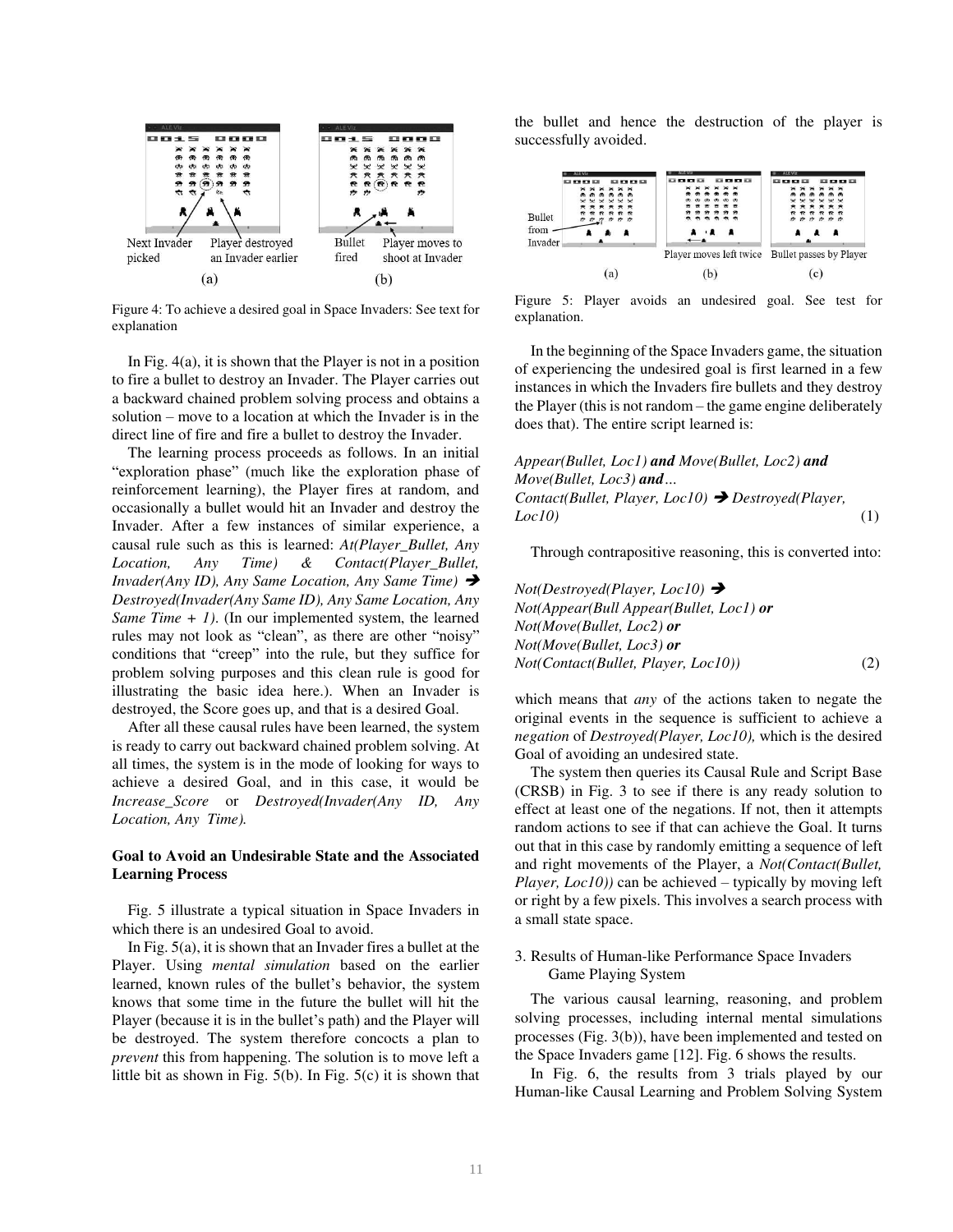Figure 4: To achieve a desired goal in Space Invaders: See text for explanation

In Fig. 4(a), it is shown that the Player is not in a position to fire a bullet to destroy an Invader. The Player carries out a backward chained problem solving process and obtains a solution – move to a location at which the Invader is in the direct line of fire and fire a bullet to destroy the Invader.

The learning process proceeds as follows. In an initial "exploration phase" (much like the exploration phase of reinforcement learning), the Player fires at random, and occasionally a bullet would hit an Invader and destroy the Invader. After a few instances of similar experience, a causal rule such as this is learned: *At(Player_Bullet, Any Location, Any Time) & Contact(Player_Bullet, Invader(Any ID), Any Same Location, Any Same Time) ➔ Destroyed(Invader(Any Same ID), Any Same Location, Any Same Time + 1)*. (In our implemented system, the learned rules may not look as "clean", as there are other "noisy" conditions that "creep" into the rule, but they suffice for problem solving purposes and this clean rule is good for illustrating the basic idea here.). When an Invader is destroyed, the Score goes up, and that is a desired Goal.

After all these causal rules have been learned, the system is ready to carry out backward chained problem solving. At all times, the system is in the mode of looking for ways to achieve a desired Goal, and in this case, it would be *Increase_Score* or *Destroyed(Invader(Any ID, Any Location, Any Time).*

**Goal to Avoid an Undesirable State and the Associated Learning Process**

Fig. 5 illustrate a typical situation in Space Invaders in which there is an undesired Goal to avoid.

In Fig. 5(a), it is shown that an Invader fires a bullet at the Player. Using *mental simulation* based on the earlier learned, known rules of the bullet's behavior, the system knows that some time in the future the bullet will hit the Player (because it is in the bullet's path) and the Player will be destroyed. The system therefore concocts a plan to *prevent* this from happening. The solution is to move left a little bit as shown in Fig. 5(b). In Fig. 5(c) it is shown that the bullet and hence the destruction of the player is successfully avoided.

Figure 5: Player avoids an undesired goal. See test for explanation.

In the beginning of the Space Invaders game, the situation of experiencing the undesired goal is first learned in a few instances in which the Invaders fire bullets and they destroy the Player (this is not random – the game engine deliberately does that). The entire script learned is:

*Appear(Bullet, Loc1)* ***and*** *Move(Bullet, Loc2)* ***and*** *Move(Bullet, Loc3)* ***and****…*
*Contact(Bullet, Player, Loc10) ➔ Destroyed(Player, Loc10)* (1)

Through contrapositive reasoning, this is converted into:

*Not(Destroyed(Player, Loc10) ➔*
*Not(Appear(Bull Appear(Bullet, Loc1)* ***or***
*Not(Move(Bullet, Loc2)* ***or***
*Not(Move(Bullet, Loc3)* ***or***
*Not(Contact(Bullet, Player, Loc10))* (2)

which means that *any* of the actions taken to negate the original events in the sequence is sufficient to achieve a *negation* of *Destroyed(Player, Loc10),* which is the desired Goal of avoiding an undesired state.

The system then queries its Causal Rule and Script Base (CRSB) in Fig. 3 to see if there is any ready solution to effect at least one of the negations. If not, then it attempts random actions to see if that can achieve the Goal. It turns out that in this case by randomly emitting a sequence of left and right movements of the Player, a *Not(Contact(Bullet, Player, Loc10))* can be achieved – typically by moving left or right by a few pixels. This involves a search process with a small state space.

## 3. Results of Human-like Performance Space Invaders Game Playing System

The various causal learning, reasoning, and problem solving processes, including internal mental simulations processes (Fig. 3(b)), have been implemented and tested on the Space Invaders game [12]. Fig. 6 shows the results.

In Fig. 6, the results from 3 trials played by our Human-like Causal Learning and Problem Solving System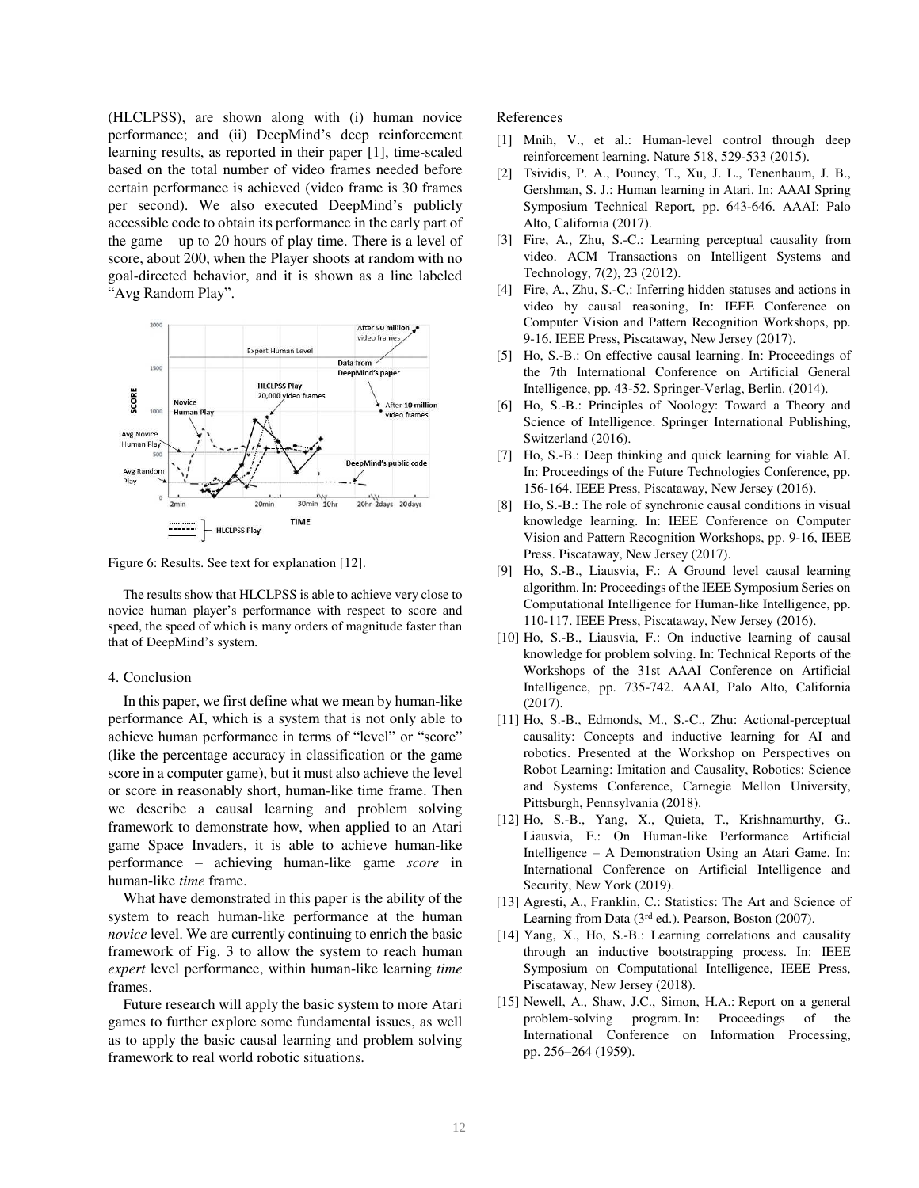(HLCLPSS), are shown along with (i) human novice performance; and (ii) DeepMind's deep reinforcement learning results, as reported in their paper [1], time-scaled based on the total number of video frames needed before certain performance is achieved (video frame is 30 frames per second). We also executed DeepMind's publicly accessible code to obtain its performance in the early part of the game – up to 20 hours of play time. There is a level of score, about 200, when the Player shoots at random with no goal-directed behavior, and it is shown as a line labeled "Avg Random Play".

2000
1500
1000
500
0
SCORE
After 50 million video frames
Expert Human Level
Data from DeepMind's paper
HLCLPSS Play 20,000 video frames
Novice Human Play
After 10 million video frames
Avg Novice Human Play
Avg Random Play
DeepMind's public code
2min 20min 30min 10hr 20hr 2days 20days
TIME
HLCLPSS Play

Figure 6: Results. See text for explanation [12].

The results show that HLCLPSS is able to achieve very close to novice human player's performance with respect to score and speed, the speed of which is many orders of magnitude faster than that of DeepMind's system.

## 4. Conclusion

In this paper, we first define what we mean by human-like performance AI, which is a system that is not only able to achieve human performance in terms of "level" or "score" (like the percentage accuracy in classification or the game score in a computer game), but it must also achieve the level or score in reasonably short, human-like time frame. Then we describe a causal learning and problem solving framework to demonstrate how, when applied to an Atari game Space Invaders, it is able to achieve human-like performance – achieving human-like game *score* in human-like *time* frame.

What have demonstrated in this paper is the ability of the system to reach human-like performance at the human *novice* level. We are currently continuing to enrich the basic framework of Fig. 3 to allow the system to reach human *expert* level performance, within human-like learning *time* frames.

Future research will apply the basic system to more Atari games to further explore some fundamental issues, as well as to apply the basic causal learning and problem solving framework to real world robotic situations.

## References

[1] Mnih, V., et al.: Human-level control through deep reinforcement learning. Nature 518, 529-533 (2015).

[2] Tsividis, P. A., Pouncy, T., Xu, J. L., Tenenbaum, J. B., Gershman, S. J.: Human learning in Atari. In: AAAI Spring Symposium Technical Report, pp. 643-646. AAAI: Palo Alto, California (2017).

[3] Fire, A., Zhu, S.-C.: Learning perceptual causality from video. ACM Transactions on Intelligent Systems and Technology, 7(2), 23 (2012).

[4] Fire, A., Zhu, S.-C,: Inferring hidden statuses and actions in video by causal reasoning, In: IEEE Conference on Computer Vision and Pattern Recognition Workshops, pp. 9-16. IEEE Press, Piscataway, New Jersey (2017).

[5] Ho, S.-B.: On effective causal learning. In: Proceedings of the 7th International Conference on Artificial General Intelligence, pp. 43-52. Springer-Verlag, Berlin. (2014).

[6] Ho, S.-B.: Principles of Noology: Toward a Theory and Science of Intelligence. Springer International Publishing, Switzerland (2016).

[7] Ho, S.-B.: Deep thinking and quick learning for viable AI. In: Proceedings of the Future Technologies Conference, pp. 156-164. IEEE Press, Piscataway, New Jersey (2016).

[8] Ho, S.-B.: The role of synchronic causal conditions in visual knowledge learning. In: IEEE Conference on Computer Vision and Pattern Recognition Workshops, pp. 9-16, IEEE Press. Piscataway, New Jersey (2017).

[9] Ho, S.-B., Liausvia, F.: A Ground level causal learning algorithm. In: Proceedings of the IEEE Symposium Series on Computational Intelligence for Human-like Intelligence, pp. 110-117. IEEE Press, Piscataway, New Jersey (2016).

[10] Ho, S.-B., Liausvia, F.: On inductive learning of causal knowledge for problem solving. In: Technical Reports of the Workshops of the 31st AAAI Conference on Artificial Intelligence, pp. 735-742. AAAI, Palo Alto, California (2017).

[11] Ho, S.-B., Edmonds, M., S.-C., Zhu: Actional-perceptual causality: Concepts and inductive learning for AI and robotics. Presented at the Workshop on Perspectives on Robot Learning: Imitation and Causality, Robotics: Science and Systems Conference, Carnegie Mellon University, Pittsburgh, Pennsylvania (2018).

[12] Ho, S.-B., Yang, X., Quieta, T., Krishnamurthy, G.. Liausvia, F.: On Human-like Performance Artificial Intelligence – A Demonstration Using an Atari Game. In: International Conference on Artificial Intelligence and Security, New York (2019).

[13] Agresti, A., Franklin, C.: Statistics: The Art and Science of Learning from Data (3rd ed.). Pearson, Boston (2007).

[14] Yang, X., Ho, S.-B.: Learning correlations and causality through an inductive bootstrapping process. In: IEEE Symposium on Computational Intelligence, IEEE Press, Piscataway, New Jersey (2018).

[15] Newell, A., Shaw, J.C., Simon, H.A.: Report on a general problem-solving program. In: Proceedings of the International Conference on Information Processing, pp. 256–264 (1959).